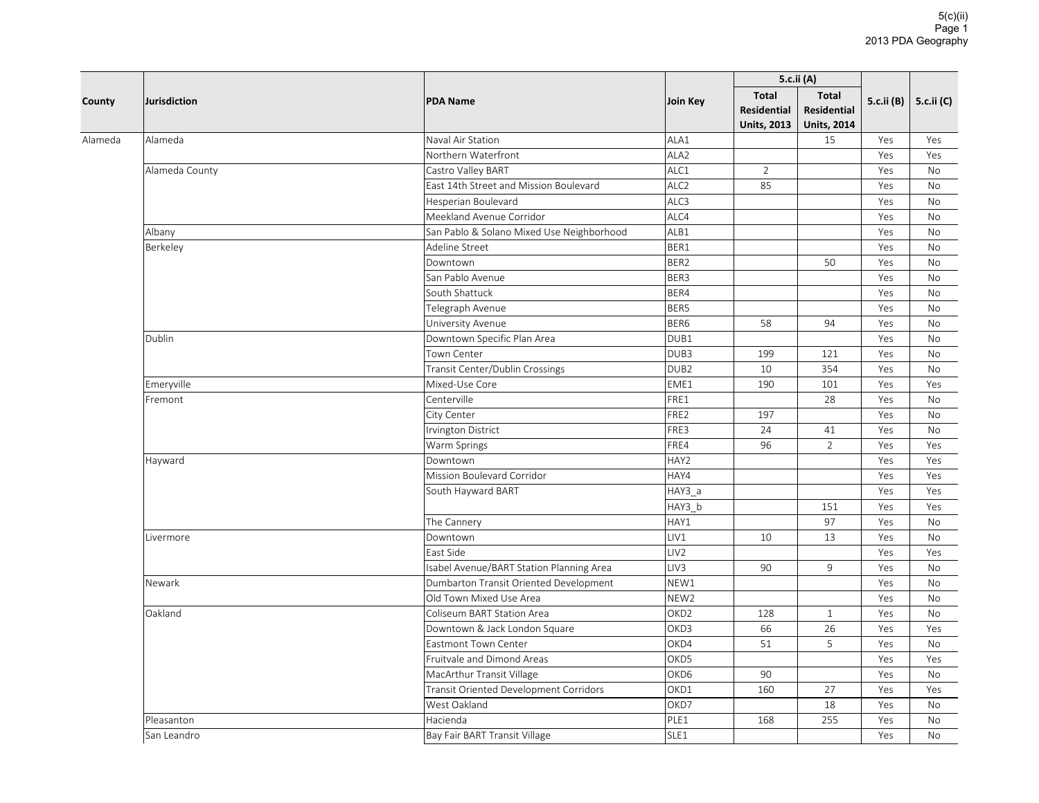5(c)(ii)
2013 PDA Geography

| County | Jurisdiction | PDA Name | Join Key | 5.c.ii (A) | | 5.c.ii (B) | 5.c.ii (C) |
|---|---|---|---|---|---|---|---|
| | | | | Total Residential Units, 2013 | Total Residential Units, 2014 | | |
| Alameda | Alameda | Naval Air Station | ALA1 | | 15 | Yes | Yes |
| | | Northern Waterfront | ALA2 | | | Yes | Yes |
| | Alameda County | Castro Valley BART | ALC1 | 2 | | Yes | No |
| | | East 14th Street and Mission Boulevard | ALC2 | 85 | | Yes | No |
| | | Hesperian Boulevard | ALC3 | | | Yes | No |
| | | Meekland Avenue Corridor | ALC4 | | | Yes | No |
| | Albany | San Pablo & Solano Mixed Use Neighborhood | ALB1 | | | Yes | No |
| | Berkeley | Adeline Street | BER1 | | | Yes | No |
| | | Downtown | BER2 | | 50 | Yes | No |
| | | San Pablo Avenue | BER3 | | | Yes | No |
| | | South Shattuck | BER4 | | | Yes | No |
| | | Telegraph Avenue | BER5 | | | Yes | No |
| | | University Avenue | BER6 | 58 | 94 | Yes | No |
| | Dublin | Downtown Specific Plan Area | DUB1 | | | Yes | No |
| | | Town Center | DUB3 | 199 | 121 | Yes | No |
| | | Transit Center/Dublin Crossings | DUB2 | 10 | 354 | Yes | No |
| | Emeryville | Mixed-Use Core | EME1 | 190 | 101 | Yes | Yes |
| | Fremont | Centerville | FRE1 | | 28 | Yes | No |
| | | City Center | FRE2 | 197 | | Yes | No |
| | | Irvington District | FRE3 | 24 | 41 | Yes | No |
| | | Warm Springs | FRE4 | 96 | 2 | Yes | Yes |
| | Hayward | Downtown | HAY2 | | | Yes | Yes |
| | | Mission Boulevard Corridor | HAY4 | | | Yes | Yes |
| | | South Hayward BART | HAY3_a | | | Yes | Yes |
| | | | HAY3_b | | 151 | Yes | Yes |
| | | The Cannery | HAY1 | | 97 | Yes | No |
| | Livermore | Downtown | LIV1 | 10 | 13 | Yes | No |
| | | East Side | LIV2 | | | Yes | Yes |
| | | Isabel Avenue/BART Station Planning Area | LIV3 | 90 | 9 | Yes | No |
| | Newark | Dumbarton Transit Oriented Development | NEW1 | | | Yes | No |
| | | Old Town Mixed Use Area | NEW2 | | | Yes | No |
| | Oakland | Coliseum BART Station Area | OKD2 | 128 | 1 | Yes | No |
| | | Downtown & Jack London Square | OKD3 | 66 | 26 | Yes | Yes |
| | | Eastmont Town Center | OKD4 | 51 | 5 | Yes | No |
| | | Fruitvale and Dimond Areas | OKD5 | | | Yes | Yes |
| | | MacArthur Transit Village | OKD6 | 90 | | Yes | No |
| | | Transit Oriented Development Corridors | OKD1 | 160 | 27 | Yes | Yes |
| | | West Oakland | OKD7 | | 18 | Yes | No |
| | Pleasanton | Hacienda | PLE1 | 168 | 255 | Yes | No |
| | San Leandro | Bay Fair BART Transit Village | SLE1 | | | Yes | No |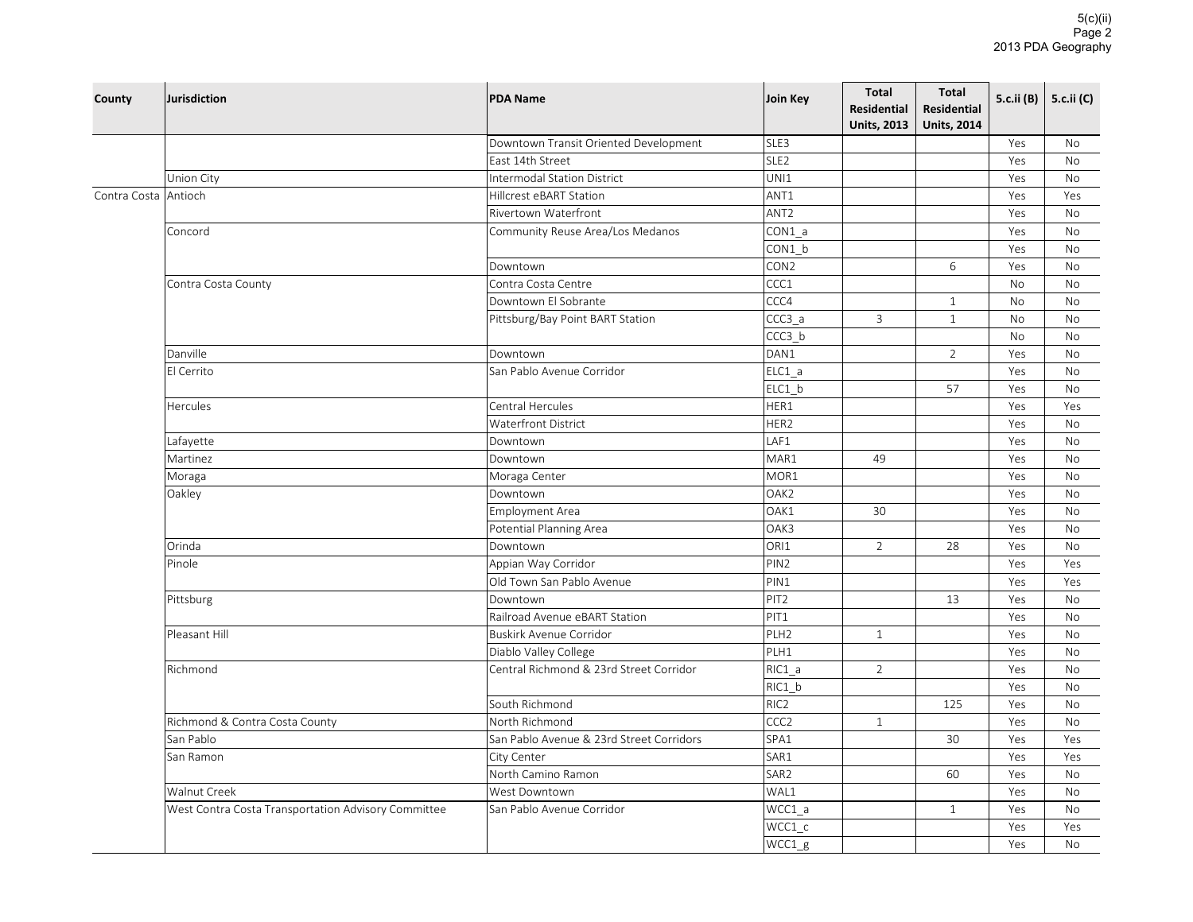| County | Jurisdiction | PDA Name | Join Key | Total Residential Units, 2013 | Total Residential Units, 2014 | 5.c.ii (B) | 5.c.ii (C) |
|---|---|---|---|---|---|---|---|
| | | Downtown Transit Oriented Development | SLE3 | | | Yes | No |
| | | East 14th Street | SLE2 | | | Yes | No |
| | Union City | Intermodal Station District | UNI1 | | | Yes | No |
| Contra Costa | Antioch | Hillcrest eBART Station | ANT1 | | | Yes | Yes |
| | | Rivertown Waterfront | ANT2 | | | Yes | No |
| | Concord | Community Reuse Area/Los Medanos | CON1_a | | | Yes | No |
| | | | CON1_b | | | Yes | No |
| | | Downtown | CON2 | | 6 | Yes | No |
| | Contra Costa County | Contra Costa Centre | CCC1 | | | No | No |
| | | Downtown El Sobrante | CCC4 | | 1 | No | No |
| | | Pittsburg/Bay Point BART Station | CCC3_a | 3 | 1 | No | No |
| | | | CCC3_b | | | No | No |
| | Danville | Downtown | DAN1 | | 2 | Yes | No |
| | El Cerrito | San Pablo Avenue Corridor | ELC1_a | | | Yes | No |
| | | | ELC1_b | | 57 | Yes | No |
| | Hercules | Central Hercules | HER1 | | | Yes | Yes |
| | | Waterfront District | HER2 | | | Yes | No |
| | Lafayette | Downtown | LAF1 | | | Yes | No |
| | Martinez | Downtown | MAR1 | 49 | | Yes | No |
| | Moraga | Moraga Center | MOR1 | | | Yes | No |
| | Oakley | Downtown | OAK2 | | | Yes | No |
| | | Employment Area | OAK1 | 30 | | Yes | No |
| | | Potential Planning Area | OAK3 | | | Yes | No |
| | Orinda | Downtown | ORI1 | 2 | 28 | Yes | No |
| | Pinole | Appian Way Corridor | PIN2 | | | Yes | Yes |
| | | Old Town San Pablo Avenue | PIN1 | | | Yes | Yes |
| | Pittsburg | Downtown | PIT2 | | 13 | Yes | No |
| | | Railroad Avenue eBART Station | PIT1 | | | Yes | No |
| | Pleasant Hill | Buskirk Avenue Corridor | PLH2 | 1 | | Yes | No |
| | | Diablo Valley College | PLH1 | | | Yes | No |
| | Richmond | Central Richmond & 23rd Street Corridor | RIC1_a | 2 | | Yes | No |
| | | | RIC1_b | | | Yes | No |
| | | South Richmond | RIC2 | | 125 | Yes | No |
| | Richmond & Contra Costa County | North Richmond | CCC2 | 1 | | Yes | No |
| | San Pablo | San Pablo Avenue & 23rd Street Corridors | SPA1 | | 30 | Yes | Yes |
| | San Ramon | City Center | SAR1 | | | Yes | Yes |
| | | North Camino Ramon | SAR2 | | 60 | Yes | No |
| | Walnut Creek | West Downtown | WAL1 | | | Yes | No |
| | West Contra Costa Transportation Advisory Committee | San Pablo Avenue Corridor | WCC1_a | | 1 | Yes | No |
| | | | WCC1_c | | | Yes | Yes |
| | | | WCC1_g | | | Yes | No |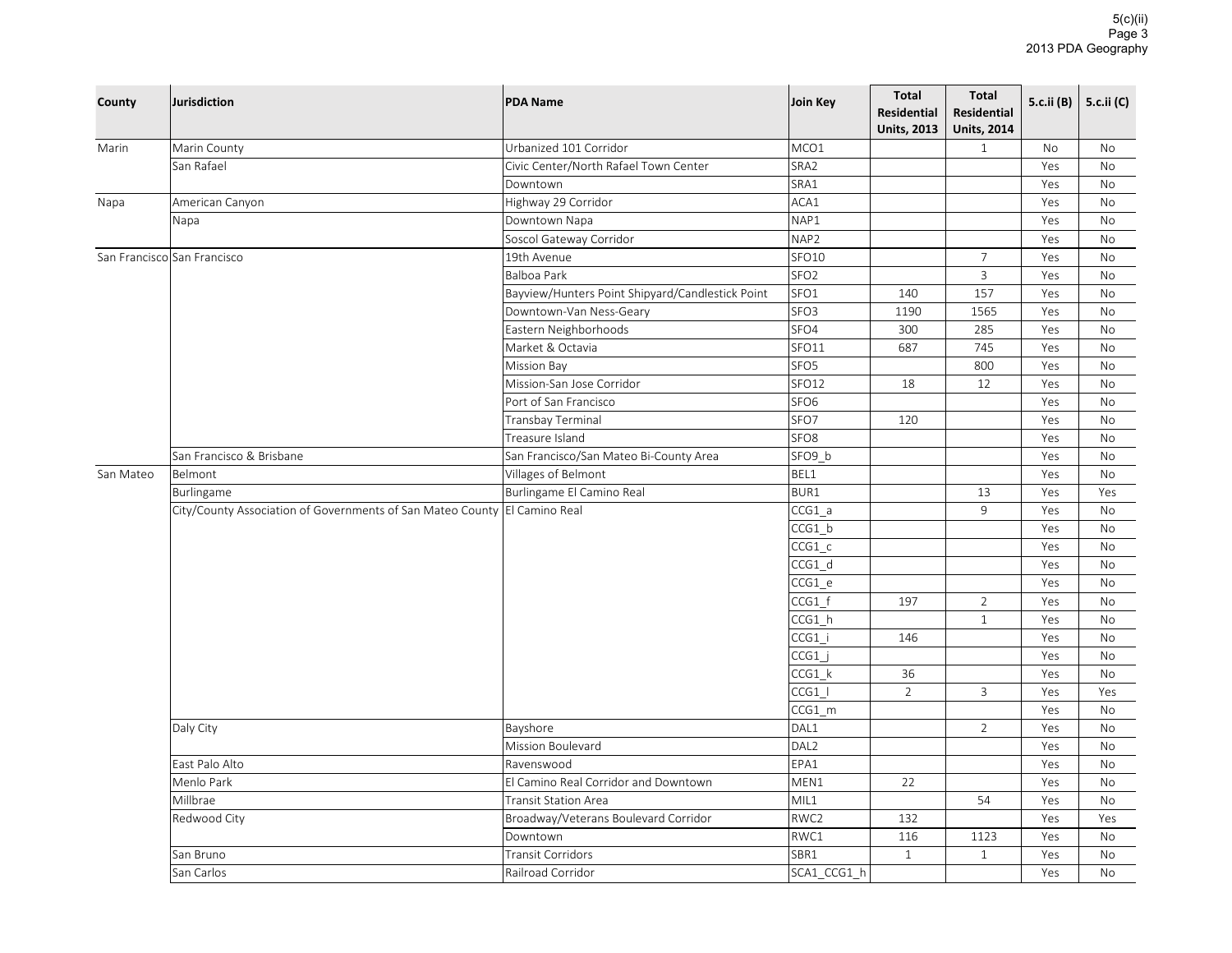| County | Jurisdiction | PDA Name | Join Key | Total Residential Units, 2013 | Total Residential Units, 2014 | 5.c.ii (B) | 5.c.ii (C) |
|---|---|---|---|---|---|---|---|
| Marin | Marin County | Urbanized 101 Corridor | MCO1 | | 1 | No | No |
| | San Rafael | Civic Center/North Rafael Town Center | SRA2 | | | Yes | No |
| | | Downtown | SRA1 | | | Yes | No |
| Napa | American Canyon | Highway 29 Corridor | ACA1 | | | Yes | No |
| | Napa | Downtown Napa | NAP1 | | | Yes | No |
| | | Soscol Gateway Corridor | NAP2 | | | Yes | No |
| San Francisco | San Francisco | 19th Avenue | SFO10 | | 7 | Yes | No |
| | | Balboa Park | SFO2 | | 3 | Yes | No |
| | | Bayview/Hunters Point Shipyard/Candlestick Point | SFO1 | 140 | 157 | Yes | No |
| | | Downtown-Van Ness-Geary | SFO3 | 1190 | 1565 | Yes | No |
| | | Eastern Neighborhoods | SFO4 | 300 | 285 | Yes | No |
| | | Market & Octavia | SFO11 | 687 | 745 | Yes | No |
| | | Mission Bay | SFO5 | | 800 | Yes | No |
| | | Mission-San Jose Corridor | SFO12 | 18 | 12 | Yes | No |
| | | Port of San Francisco | SFO6 | | | Yes | No |
| | | Transbay Terminal | SFO7 | 120 | | Yes | No |
| | | Treasure Island | SFO8 | | | Yes | No |
| | San Francisco & Brisbane | San Francisco/San Mateo Bi-County Area | SFO9_b | | | Yes | No |
| San Mateo | Belmont | Villages of Belmont | BEL1 | | | Yes | No |
| | Burlingame | Burlingame El Camino Real | BUR1 | | 13 | Yes | Yes |
| | City/County Association of Governments of San Mateo County | El Camino Real | CCG1_a | | 9 | Yes | No |
| | | | CCG1_b | | | Yes | No |
| | | | CCG1_c | | | Yes | No |
| | | | CCG1_d | | | Yes | No |
| | | | CCG1_e | | | Yes | No |
| | | | CCG1_f | 197 | 2 | Yes | No |
| | | | CCG1_h | | 1 | Yes | No |
| | | | CCG1_i | 146 | | Yes | No |
| | | | CCG1_j | | | Yes | No |
| | | | CCG1_k | 36 | | Yes | No |
| | | | CCG1_l | 2 | 3 | Yes | Yes |
| | | | CCG1_m | | | Yes | No |
| | Daly City | Bayshore | DAL1 | | 2 | Yes | No |
| | | Mission Boulevard | DAL2 | | | Yes | No |
| | East Palo Alto | Ravenswood | EPA1 | | | Yes | No |
| | Menlo Park | El Camino Real Corridor and Downtown | MEN1 | 22 | | Yes | No |
| | Millbrae | Transit Station Area | MIL1 | | 54 | Yes | No |
| | Redwood City | Broadway/Veterans Boulevard Corridor | RWC2 | 132 | | Yes | Yes |
| | | Downtown | RWC1 | 116 | 1123 | Yes | No |
| | San Bruno | Transit Corridors | SBR1 | 1 | 1 | Yes | No |
| | San Carlos | Railroad Corridor | SCA1_CCG1_h | | | Yes | No |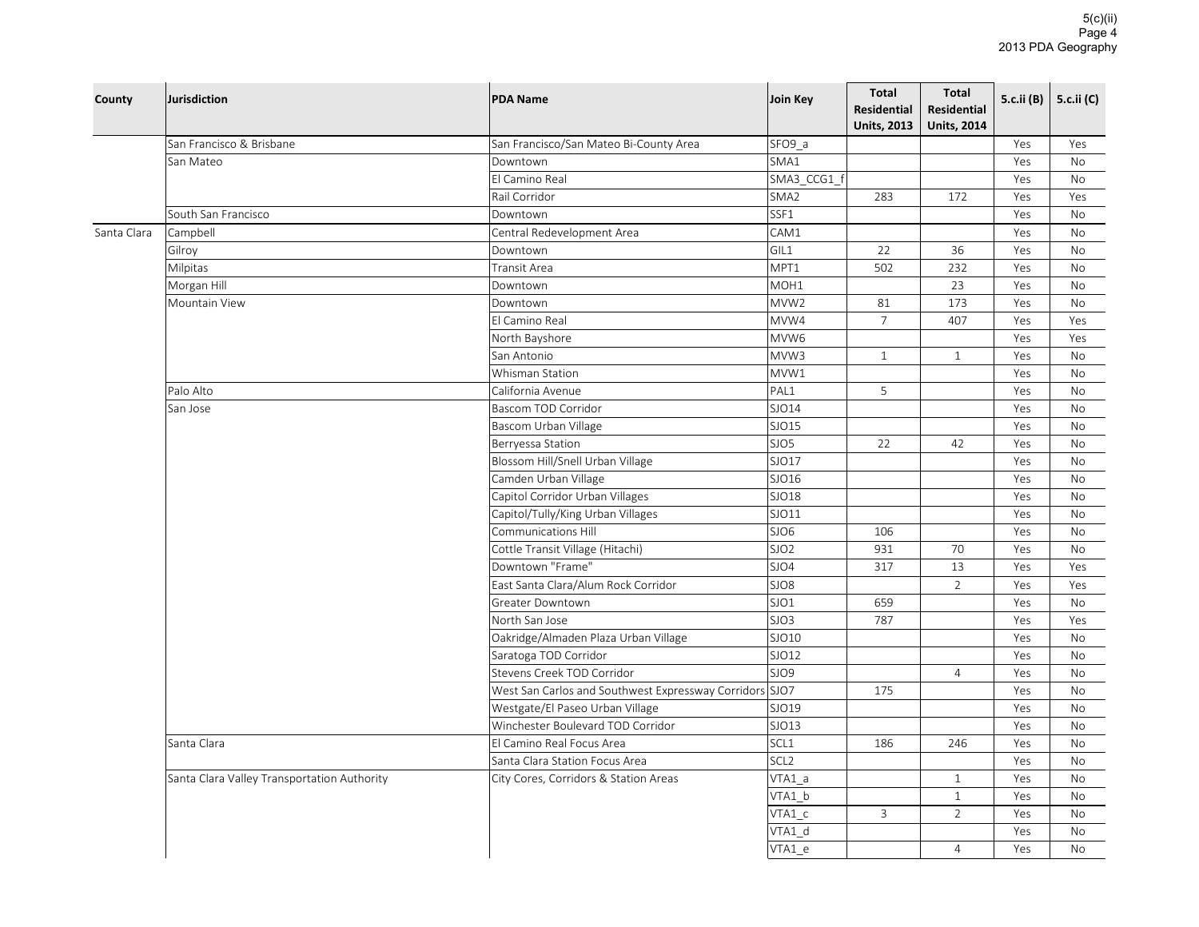| County | Jurisdiction | PDA Name | Join Key | Total Residential Units, 2013 | Total Residential Units, 2014 | 5.c.ii (B) | 5.c.ii (C) |
|---|---|---|---|---|---|---|---|
| | San Francisco & Brisbane | San Francisco/San Mateo Bi-County Area | SFO9_a | | | Yes | Yes |
| | San Mateo | Downtown | SMA1 | | | Yes | No |
| | | El Camino Real | SMA3_CCG1_f | | | Yes | No |
| | | Rail Corridor | SMA2 | 283 | 172 | Yes | Yes |
| | South San Francisco | Downtown | SSF1 | | | Yes | No |
| Santa Clara | Campbell | Central Redevelopment Area | CAM1 | | | Yes | No |
| | Gilroy | Downtown | GIL1 | 22 | 36 | Yes | No |
| | Milpitas | Transit Area | MPT1 | 502 | 232 | Yes | No |
| | Morgan Hill | Downtown | MOH1 | | 23 | Yes | No |
| | Mountain View | Downtown | MVW2 | 81 | 173 | Yes | No |
| | | El Camino Real | MVW4 | 7 | 407 | Yes | Yes |
| | | North Bayshore | MVW6 | | | Yes | Yes |
| | | San Antonio | MVW3 | 1 | 1 | Yes | No |
| | | Whisman Station | MVW1 | | | Yes | No |
| | Palo Alto | California Avenue | PAL1 | 5 | | Yes | No |
| | San Jose | Bascom TOD Corridor | SJO14 | | | Yes | No |
| | | Bascom Urban Village | SJO15 | | | Yes | No |
| | | Berryessa Station | SJO5 | 22 | 42 | Yes | No |
| | | Blossom Hill/Snell Urban Village | SJO17 | | | Yes | No |
| | | Camden Urban Village | SJO16 | | | Yes | No |
| | | Capitol Corridor Urban Villages | SJO18 | | | Yes | No |
| | | Capitol/Tully/King Urban Villages | SJO11 | | | Yes | No |
| | | Communications Hill | SJO6 | 106 | | Yes | No |
| | | Cottle Transit Village (Hitachi) | SJO2 | 931 | 70 | Yes | No |
| | | Downtown "Frame" | SJO4 | 317 | 13 | Yes | Yes |
| | | East Santa Clara/Alum Rock Corridor | SJO8 | | 2 | Yes | Yes |
| | | Greater Downtown | SJO1 | 659 | | Yes | No |
| | | North San Jose | SJO3 | 787 | | Yes | Yes |
| | | Oakridge/Almaden Plaza Urban Village | SJO10 | | | Yes | No |
| | | Saratoga TOD Corridor | SJO12 | | | Yes | No |
| | | Stevens Creek TOD Corridor | SJO9 | | 4 | Yes | No |
| | | West San Carlos and Southwest Expressway Corridors | SJO7 | 175 | | Yes | No |
| | | Westgate/El Paseo Urban Village | SJO19 | | | Yes | No |
| | | Winchester Boulevard TOD Corridor | SJO13 | | | Yes | No |
| | Santa Clara | El Camino Real Focus Area | SCL1 | 186 | 246 | Yes | No |
| | | Santa Clara Station Focus Area | SCL2 | | | Yes | No |
| | Santa Clara Valley Transportation Authority | City Cores, Corridors & Station Areas | VTA1_a | | 1 | Yes | No |
| | | | VTA1_b | | 1 | Yes | No |
| | | | VTA1_c | 3 | 2 | Yes | No |
| | | | VTA1_d | | | Yes | No |
| | | | VTA1_e | | 4 | Yes | No |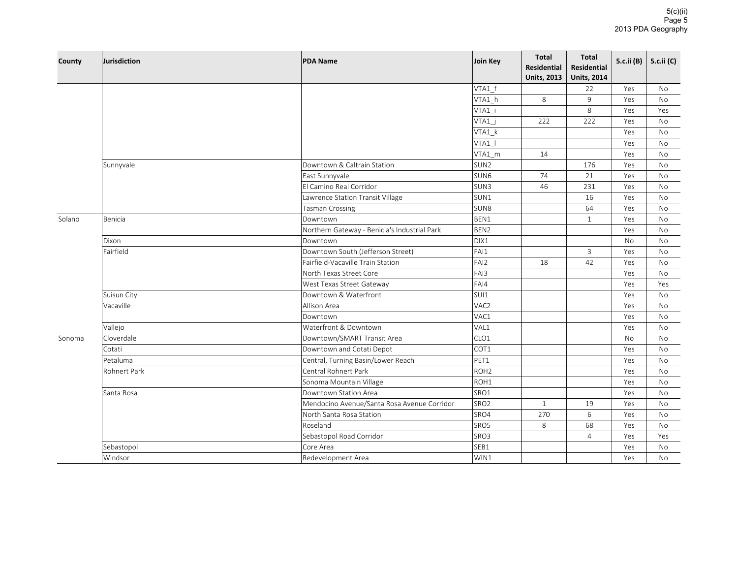| County | Jurisdiction | PDA Name | Join Key | Total Residential Units, 2013 | Total Residential Units, 2014 | 5.c.ii (B) | 5.c.ii (C) |
|---|---|---|---|---|---|---|---|
| | | | VTA1_f | | 22 | Yes | No |
| | | | VTA1_h | 8 | 9 | Yes | No |
| | | | VTA1_i | | 8 | Yes | Yes |
| | | | VTA1_j | 222 | 222 | Yes | No |
| | | | VTA1_k | | | Yes | No |
| | | | VTA1_l | | | Yes | No |
| | | | VTA1_m | 14 | | Yes | No |
| | Sunnyvale | Downtown & Caltrain Station | SUN2 | | 176 | Yes | No |
| | | East Sunnyvale | SUN6 | 74 | 21 | Yes | No |
| | | El Camino Real Corridor | SUN3 | 46 | 231 | Yes | No |
| | | Lawrence Station Transit Village | SUN1 | | 16 | Yes | No |
| | | Tasman Crossing | SUN8 | | 64 | Yes | No |
| Solano | Benicia | Downtown | BEN1 | | 1 | Yes | No |
| | | Northern Gateway - Benicia's Industrial Park | BEN2 | | | Yes | No |
| | Dixon | Downtown | DIX1 | | | No | No |
| | Fairfield | Downtown South (Jefferson Street) | FAI1 | | 3 | Yes | No |
| | | Fairfield-Vacaville Train Station | FAI2 | 18 | 42 | Yes | No |
| | | North Texas Street Core | FAI3 | | | Yes | No |
| | | West Texas Street Gateway | FAI4 | | | Yes | Yes |
| | Suisun City | Downtown & Waterfront | SUI1 | | | Yes | No |
| | Vacaville | Allison Area | VAC2 | | | Yes | No |
| | | Downtown | VAC1 | | | Yes | No |
| | Vallejo | Waterfront & Downtown | VAL1 | | | Yes | No |
| Sonoma | Cloverdale | Downtown/SMART Transit Area | CLO1 | | | No | No |
| | Cotati | Downtown and Cotati Depot | COT1 | | | Yes | No |
| | Petaluma | Central, Turning Basin/Lower Reach | PET1 | | | Yes | No |
| | Rohnert Park | Central Rohnert Park | ROH2 | | | Yes | No |
| | | Sonoma Mountain Village | ROH1 | | | Yes | No |
| | Santa Rosa | Downtown Station Area | SRO1 | | | Yes | No |
| | | Mendocino Avenue/Santa Rosa Avenue Corridor | SRO2 | 1 | 19 | Yes | No |
| | | North Santa Rosa Station | SRO4 | 270 | 6 | Yes | No |
| | | Roseland | SRO5 | 8 | 68 | Yes | No |
| | | Sebastopol Road Corridor | SRO3 | | 4 | Yes | Yes |
| | Sebastopol | Core Area | SEB1 | | | Yes | No |
| | Windsor | Redevelopment Area | WIN1 | | | Yes | No |